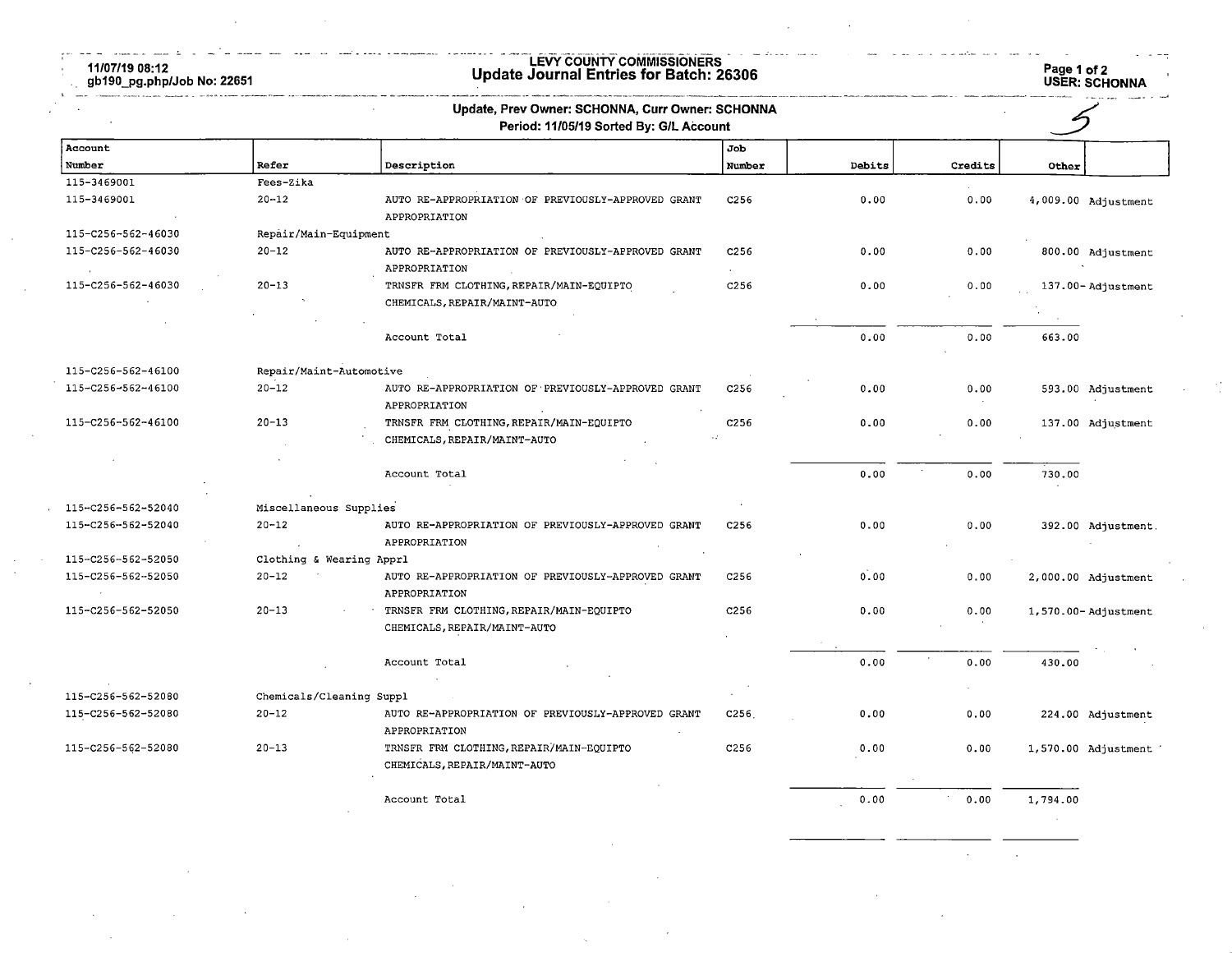# LEVY COUNTY COMMISSIONERS

## Update Journal Entries for Batch: 26306

11/07/19 08:12
gb190_pg.php/Job No: 22651

USER: SCHONNA

**Update, Prev Owner: SCHONNA, Curr Owner: SCHONNA**
**Period: 11/05/19 Sorted By: G/L Account**

| Account Number | Refer | Description | Job Number | Debits | Credits | Other | |
|---|---|---|---|---|---|---|---|
| 115-3469001 | Fees-Zika | | | | | | |
| 115-3469001 | 20-12 | AUTO RE-APPROPRIATION OF PREVIOUSLY-APPROVED GRANT APPROPRIATION | C256 | 0.00 | 0.00 | 4,009.00 | Adjustment |
| 115-C256-562-46030 | Repair/Main-Equipment | | | | | | |
| 115-C256-562-46030 | 20-12 | AUTO RE-APPROPRIATION OF PREVIOUSLY-APPROVED GRANT APPROPRIATION | C256 | 0.00 | 0.00 | 800.00 | Adjustment |
| 115-C256-562-46030 | 20-13 | TRNSFR FRM CLOTHING,REPAIR/MAIN-EQUIPTO CHEMICALS,REPAIR/MAINT-AUTO | C256 | 0.00 | 0.00 | 137.00- | Adjustment |
| | | Account Total | | 0.00 | 0.00 | 663.00 | |
| 115-C256-562-46100 | Repair/Maint-Automotive | | | | | | |
| 115-C256-562-46100 | 20-12 | AUTO RE-APPROPRIATION OF PREVIOUSLY-APPROVED GRANT APPROPRIATION | C256 | 0.00 | 0.00 | 593.00 | Adjustment |
| 115-C256-562-46100 | 20-13 | TRNSFR FRM CLOTHING,REPAIR/MAIN-EQUIPTO CHEMICALS,REPAIR/MAINT-AUTO | C256 | 0.00 | 0.00 | 137.00 | Adjustment |
| | | Account Total | | 0.00 | 0.00 | 730.00 | |
| 115-C256-562-52040 | Miscellaneous Supplies | | | | | | |
| 115-C256-562-52040 | 20-12 | AUTO RE-APPROPRIATION OF PREVIOUSLY-APPROVED GRANT APPROPRIATION | C256 | 0.00 | 0.00 | 392.00 | Adjustment |
| 115-C256-562-52050 | Clothing & Wearing Apprl | | | | | | |
| 115-C256-562-52050 | 20-12 | AUTO RE-APPROPRIATION OF PREVIOUSLY-APPROVED GRANT APPROPRIATION | C256 | 0.00 | 0.00 | 2,000.00 | Adjustment |
| 115-C256-562-52050 | 20-13 | TRNSFR FRM CLOTHING,REPAIR/MAIN-EQUIPTO CHEMICALS,REPAIR/MAINT-AUTO | C256 | 0.00 | 0.00 | 1,570.00- | Adjustment |
| | | Account Total | | 0.00 | 0.00 | 430.00 | |
| 115-C256-562-52080 | Chemicals/Cleaning Suppl | | | | | | |
| 115-C256-562-52080 | 20-12 | AUTO RE-APPROPRIATION OF PREVIOUSLY-APPROVED GRANT APPROPRIATION | C256 | 0.00 | 0.00 | 224.00 | Adjustment |
| 115-C256-562-52080 | 20-13 | TRNSFR FRM CLOTHING,REPAIR/MAIN-EQUIPTO CHEMICALS,REPAIR/MAINT-AUTO | C256 | 0.00 | 0.00 | 1,570.00 | Adjustment |
| | | Account Total | | 0.00 | 0.00 | 1,794.00 | |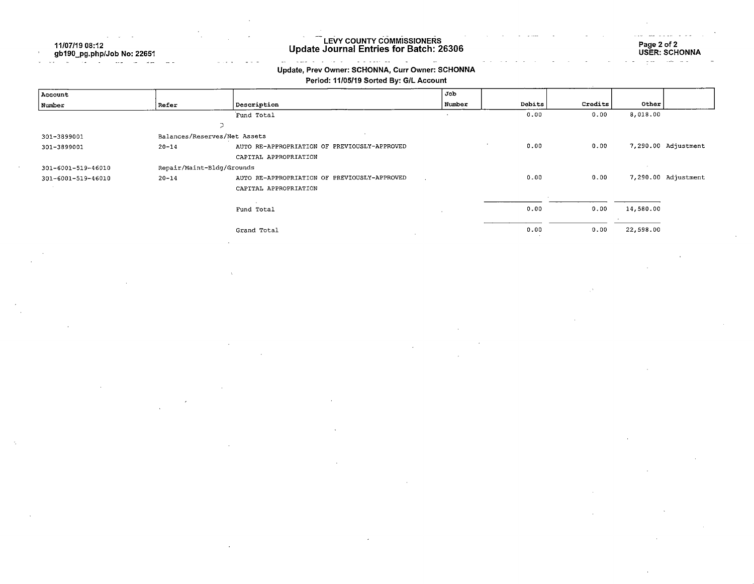# LEVY COUNTY COMMISSIONERS

## Update Journal Entries for Batch: 26306

11/07/19 08:12
gb190_pg.php/Job No: 22651

USER: SCHONNA

**Update, Prev Owner: SCHONNA, Curr Owner: SCHONNA**

**Period: 11/05/19 Sorted By: G/L Account**

| Account Number | Refer | Description | Job Number | Debits | Credits | Other | |
|---|---|---|---|---|---|---|---|
| | | Fund Total | | 0.00 | 0.00 | 8,018.00 | |
| 301-3899001 | Balances/Reserves/Net Assets | | | | | | |
| 301-3899001 | 20-14 | AUTO RE-APPROPRIATION OF PREVIOUSLY-APPROVED CAPITAL APPROPRIATION | | 0.00 | 0.00 | 7,290.00 | Adjustment |
| 301-6001-519-46010 | Repair/Maint-Bldg/Grounds | | | | | | |
| 301-6001-519-46010 | 20-14 | AUTO RE-APPROPRIATION OF PREVIOUSLY-APPROVED CAPITAL APPROPRIATION | | 0.00 | 0.00 | 7,290.00 | Adjustment |
| | | Fund Total | | 0.00 | 0.00 | 14,580.00 | |
| | | Grand Total | | 0.00 | 0.00 | 22,598.00 | |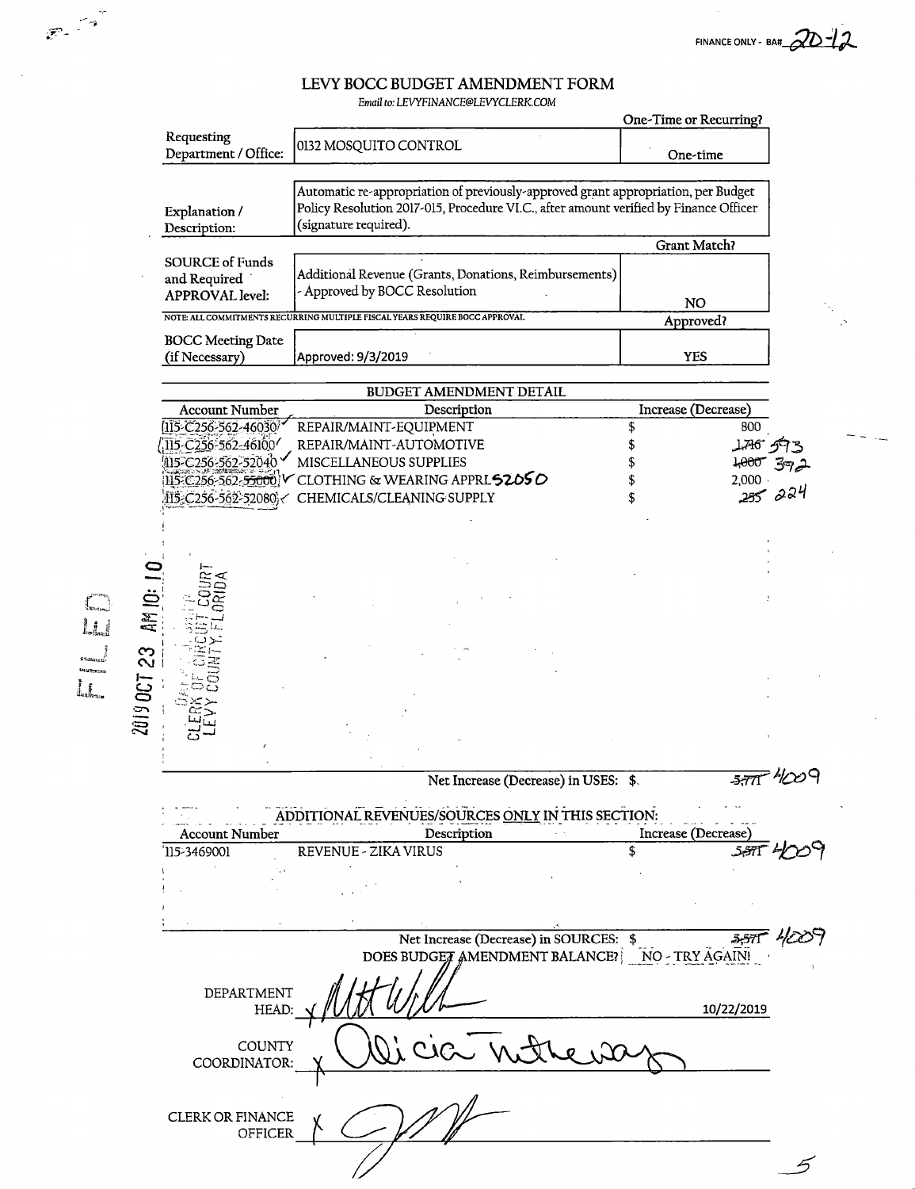FINANCE ONLY - BA# 20-12

# LEVY BOCC BUDGET AMENDMENT FORM

*Email to: LEVYFINANCE@LEVYCLERK.COM*

| | | One-Time or Recurring? |
|---|---|---|
| Requesting Department / Office: | 0132 MOSQUITO CONTROL | One-time |
| Explanation / Description: | Automatic re-appropriation of previously-approved grant appropriation, per Budget Policy Resolution 2017-015, Procedure VI.C., after amount verified by Finance Officer (signature required). | |
| | | Grant Match? |
| SOURCE of Funds and Required APPROVAL level: | Additional Revenue (Grants, Donations, Reimbursements) - Approved by BOCC Resolution | NO |
| | | Approved? |
| BOCC Meeting Date (if Necessary) | Approved: 9/3/2019 | YES |

NOTE: ALL COMMITMENTS RECURRING MULTIPLE FISCAL YEARS REQUIRE BOCC APPROVAL

## BUDGET AMENDMENT DETAIL

| Account Number | Description | Increase (Decrease) |
|---|---|---|
| 115-C256-562-46030 | REPAIR/MAINT-EQUIPMENT | $ 800 |
| 115-C256-562-46100 | REPAIR/MAINT-AUTOMOTIVE | $ ~~1,716~~ 593 |
| 115-C256-562-52040 | MISCELLANEOUS SUPPLIES | $ ~~1,000~~ 392 |
| 115-C256-562-~~55000~~ | CLOTHING & WEARING APPRL 52050 | $ 2,000 |
| 115-C256-562-52080 | CHEMICALS/CLEANING SUPPLY | $ ~~255~~ 224 |

Net Increase (Decrease) in USES: $ ~~5,771~~ 4009

## ADDITIONAL REVENUES/SOURCES ONLY IN THIS SECTION:

| Account Number | Description | Increase (Decrease) |
|---|---|---|
| 115-3469001 | REVENUE - ZIKA VIRUS | $ ~~5,771~~ 4009 |

Net Increase (Decrease) in SOURCES: $ ~~5,771~~ 4009

DOES BUDGET AMENDMENT BALANCE? NO - TRY AGAIN!

DEPARTMENT HEAD: X [signature] 10/22/2019

COUNTY COORDINATOR: X Alicia Tretheway [signature]

CLERK OR FINANCE OFFICER X [signature]

FILED 2019 OCT 23 AM 10:10 CLERK OF CIRCUIT COURT LEVY COUNTY, FLORIDA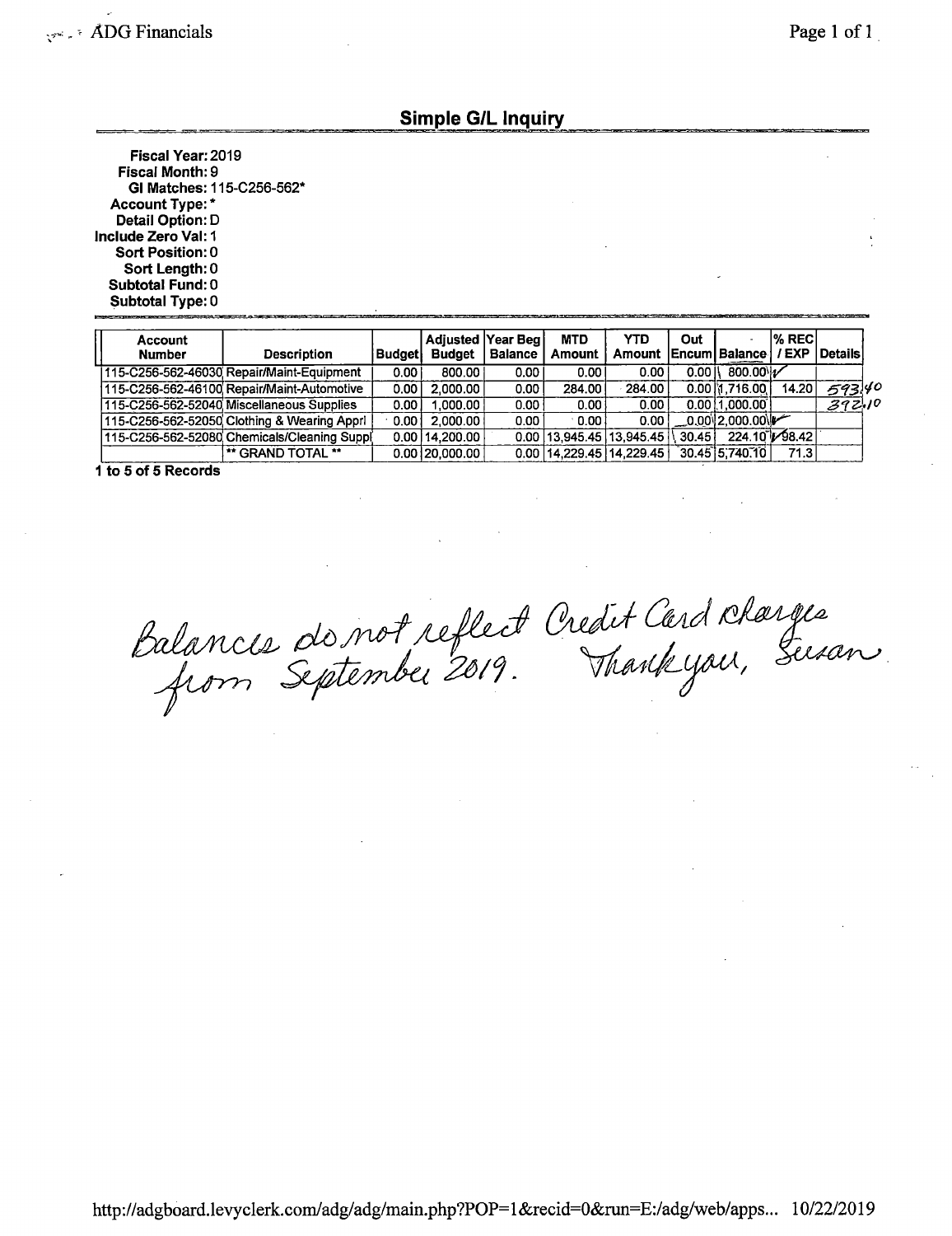ADG Financials

## Simple G/L Inquiry

**Fiscal Year:** 2019
**Fiscal Month:** 9
**Gl Matches:** 115-C256-562*
**Account Type:** *
**Detail Option:** D
**Include Zero Val:** 1
**Sort Position:** 0
**Sort Length:** 0
**Subtotal Fund:** 0
**Subtotal Type:** 0

| Account Number | Description | Budget | Adjusted Budget | Year Beg Balance | MTD Amount | YTD Amount | Out Encum | Balance | % REC / EXP | Details |
|---|---|---|---|---|---|---|---|---|---|---|
| 115-C256-562-46030 | Repair/Maint-Equipment | 0.00 | 800.00 | 0.00 | 0.00 | 0.00 | 0.00 | 800.00 | | |
| 115-C256-562-46100 | Repair/Maint-Automotive | 0.00 | 2,000.00 | 0.00 | 284.00 | 284.00 | 0.00 | 1,716.00 | 14.20 | 593.40 |
| 115-C256-562-52040 | Miscellaneous Supplies | 0.00 | 1,000.00 | 0.00 | 0.00 | 0.00 | 0.00 | 1,000.00 | | 392.10 |
| 115-C256-562-52050 | Clothing & Wearing Apprl | 0.00 | 2,000.00 | 0.00 | 0.00 | 0.00 | 0.00 | 2,000.00 | | |
| 115-C256-562-52080 | Chemicals/Cleaning Suppl | 0.00 | 14,200.00 | 0.00 | 13,945.45 | 13,945.45 | 30.45 | 224.10 | 98.42 | |
| | ** GRAND TOTAL ** | 0.00 | 20,000.00 | 0.00 | 14,229.45 | 14,229.45 | 30.45 | 5,740.10 | 71.3 | |

**1 to 5 of 5 Records**

*Balances do not reflect Credit Card charges from September 2019. Thank you, Susan*

http://adgboard.levyclerk.com/adg/adg/main.php?POP=1&recid=0&run=E:/adg/web/apps... 10/22/2019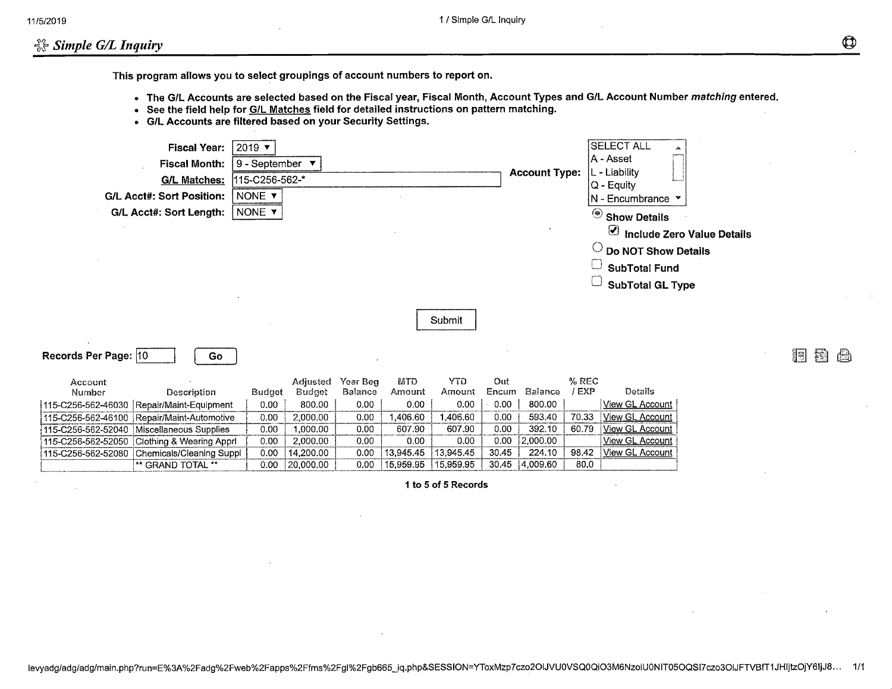# Simple G/L Inquiry

**This program allows you to select groupings of account numbers to report on.**

- **The G/L Accounts are selected based on the Fiscal year, Fiscal Month, Account Types and G/L Account Number *matching* entered.**
- **See the field help for G/L Matches field for detailed instructions on pattern matching.**
- **G/L Accounts are filtered based on your Security Settings.**

**Fiscal Year:** 2019

**Fiscal Month:** 9 - September

**G/L Matches:** 115-C256-562-*

**G/L Acct#: Sort Position:** NONE

**G/L Acct#: Sort Length:** NONE

**Account Type:** SELECT ALL / A - Asset / L - Liability / Q - Equity / N - Encumbrance

- (•) **Show Details**
  - [x] **Include Zero Value Details**
- ( ) **Do NOT Show Details**
- [ ] **SubTotal Fund**
- [ ] **SubTotal GL Type**

Submit

**Records Per Page:** 10 Go

| Account Number | Description | Budget | Adjusted Budget | Year Beg Balance | MTD Amount | YTD Amount | Out Encum | Balance | % REC / EXP | Details |
|---|---|---|---|---|---|---|---|---|---|---|
| 115-C256-562-46030 | Repair/Maint-Equipment | 0.00 | 800.00 | 0.00 | 0.00 | 0.00 | 0.00 | 800.00 | | View GL Account |
| 115-C256-562-46100 | Repair/Maint-Automotive | 0.00 | 2,000.00 | 0.00 | 1,406.60 | 1,406.60 | 0.00 | 593.40 | 70.33 | View GL Account |
| 115-C256-562-52040 | Miscellaneous Supplies | 0.00 | 1,000.00 | 0.00 | 607.90 | 607.90 | 0.00 | 392.10 | 60.79 | View GL Account |
| 115-C256-562-52050 | Clothing & Wearing Apprl | 0.00 | 2,000.00 | 0.00 | 0.00 | 0.00 | 0.00 | 2,000.00 | | View GL Account |
| 115-C256-562-52080 | Chemicals/Cleaning Suppl | 0.00 | 14,200.00 | 0.00 | 13,945.45 | 13,945.45 | 30.45 | 224.10 | 98.42 | View GL Account |
| | ** GRAND TOTAL ** | 0.00 | 20,000.00 | 0.00 | 15,959.95 | 15,959.95 | 30.45 | 4,009.60 | 80.0 | |

**1 to 5 of 5 Records**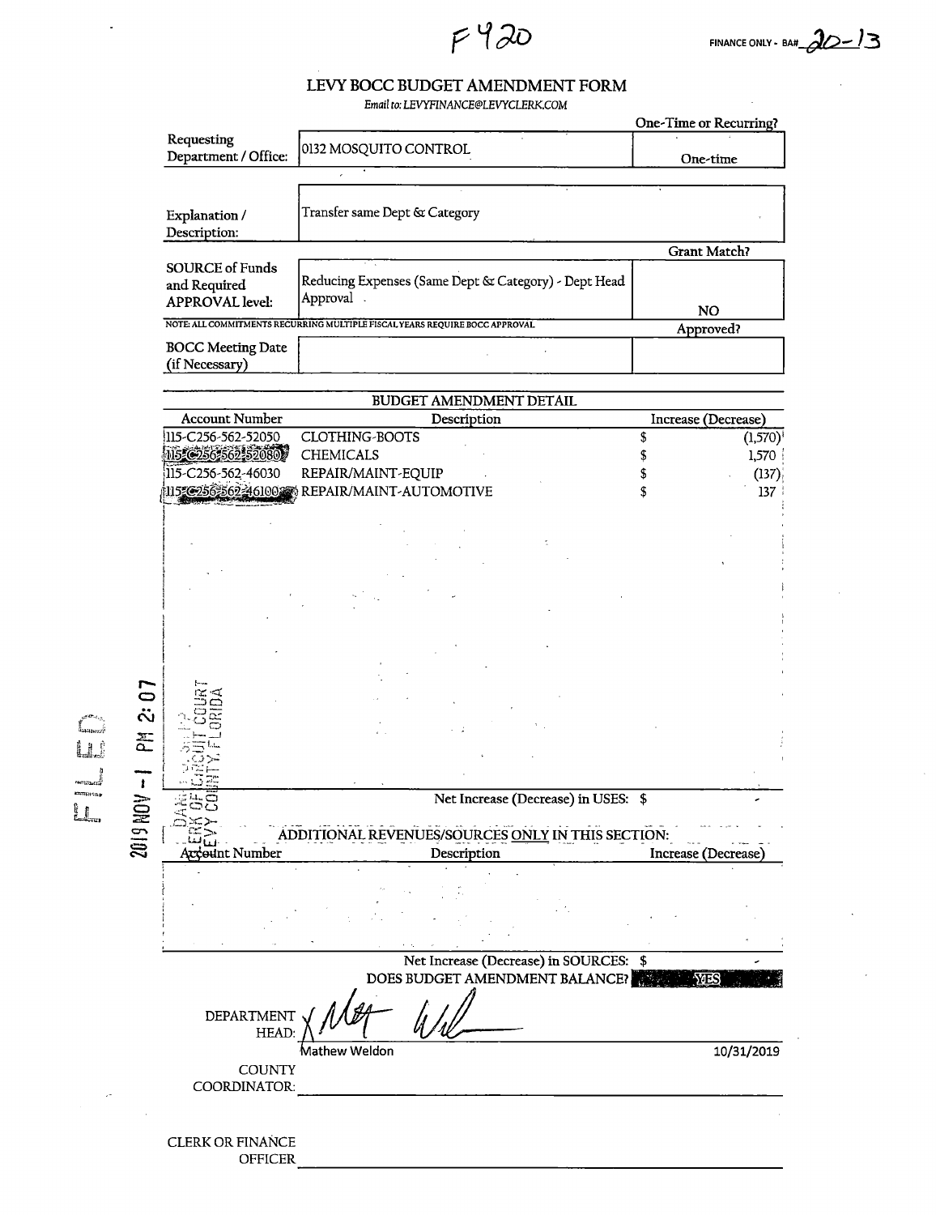F420

FINANCE ONLY - BA# 20-13

# LEVY BOCC BUDGET AMENDMENT FORM

*Email to: LEVYFINANCE@LEVYCLERK.COM*

| | | One-Time or Recurring? |
|---|---|---|
| Requesting Department / Office: | 0132 MOSQUITO CONTROL | One-time |
| Explanation / Description: | Transfer same Dept & Category | |
| | | Grant Match? |
| SOURCE of Funds and Required APPROVAL level: | Reducing Expenses (Same Dept & Category) - Dept Head Approval | NO |

NOTE: ALL COMMITMENTS RECURRING MULTIPLE FISCAL YEARS REQUIRE BOCC APPROVAL

| | | Approved? |
|---|---|---|
| BOCC Meeting Date (if Necessary) | | |

## BUDGET AMENDMENT DETAIL

| Account Number | Description | Increase (Decrease) |
|---|---|---|
| 115-C256-562-52050 | CLOTHING-BOOTS | $ (1,570) |
| 115-C256-562-52080 | CHEMICALS | $ 1,570 |
| 115-C256-562-46030 | REPAIR/MAINT-EQUIP | $ (137) |
| 115-C256-562-46100 | REPAIR/MAINT-AUTOMOTIVE | $ 137 |

Net Increase (Decrease) in USES: $ -

ADDITIONAL REVENUES/SOURCES ONLY IN THIS SECTION:

| Account Number | Description | Increase (Decrease) |
|---|---|---|
| | | |

Net Increase (Decrease) in SOURCES: $ -

DOES BUDGET AMENDMENT BALANCE? YES

DEPARTMENT HEAD: Mathew Weldon — 10/31/2019

COUNTY COORDINATOR: ______________________

CLERK OR FINANCE OFFICER ______________________

FILED 2019 NOV -1 PM 2:07 CLERK OF CIRCUIT COURT LEVY COUNTY, FLORIDA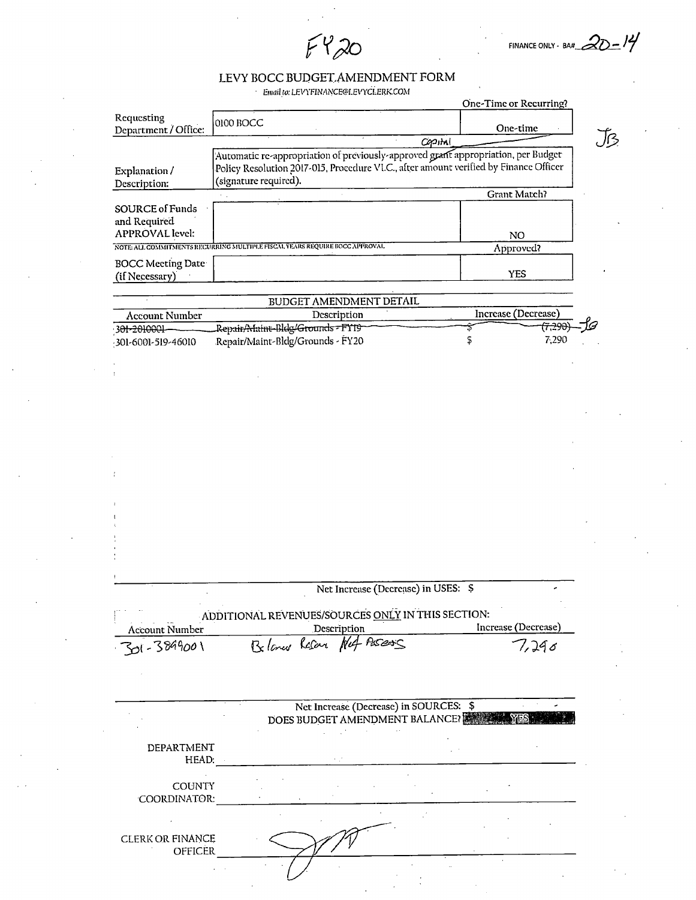FY20

FINANCE ONLY - BA# 20-14

# LEVY BOCC BUDGET AMENDMENT FORM

*Email to: LEVYFINANCE@LEVYCLERK.COM*

| | | |
|---|---|---|
| | | One-Time or Recurring? |
| Requesting Department / Office: | 0100 BOCC | One-time |
| | Capital | |
| Explanation / Description: | Automatic re-appropriation of previously-approved ~~grant~~ appropriation, per Budget Policy Resolution 2017-015, Procedure VI.C., after amount verified by Finance Officer (signature required). | |
| | | Grant Match? |
| SOURCE of Funds and Required APPROVAL level: | | NO |
| NOTE: ALL COMMITMENTS RECURRING MULTIPLE FISCAL YEARS REQUIRE BOCC APPROVAL. | | Approved? |
| BOCC Meeting Date (if Necessary) | | YES |

JB

## BUDGET AMENDMENT DETAIL

| Account Number | Description | Increase (Decrease) |
|---|---|---|
| ~~301-2010001~~ | ~~Repair/Maint-Bldg/Grounds - FY19~~ | ~~$ (7,290)~~ |
| 301-6001-519-46010 | Repair/Maint-Bldg/Grounds - FY20 | $ 7,290 |

Net Increase (Decrease) in USES: $ -

ADDITIONAL REVENUES/SOURCES ONLY IN THIS SECTION:

| Account Number | Description | Increase (Decrease) |
|---|---|---|
| 301-3899001 | Balance Reserve Net Assets | 7,290 |

Net Increase (Decrease) in SOURCES: $ -

DOES BUDGET AMENDMENT BALANCE? YES

DEPARTMENT HEAD: ____________________

COUNTY COORDINATOR: ____________________

CLERK OR FINANCE OFFICER: [signature]